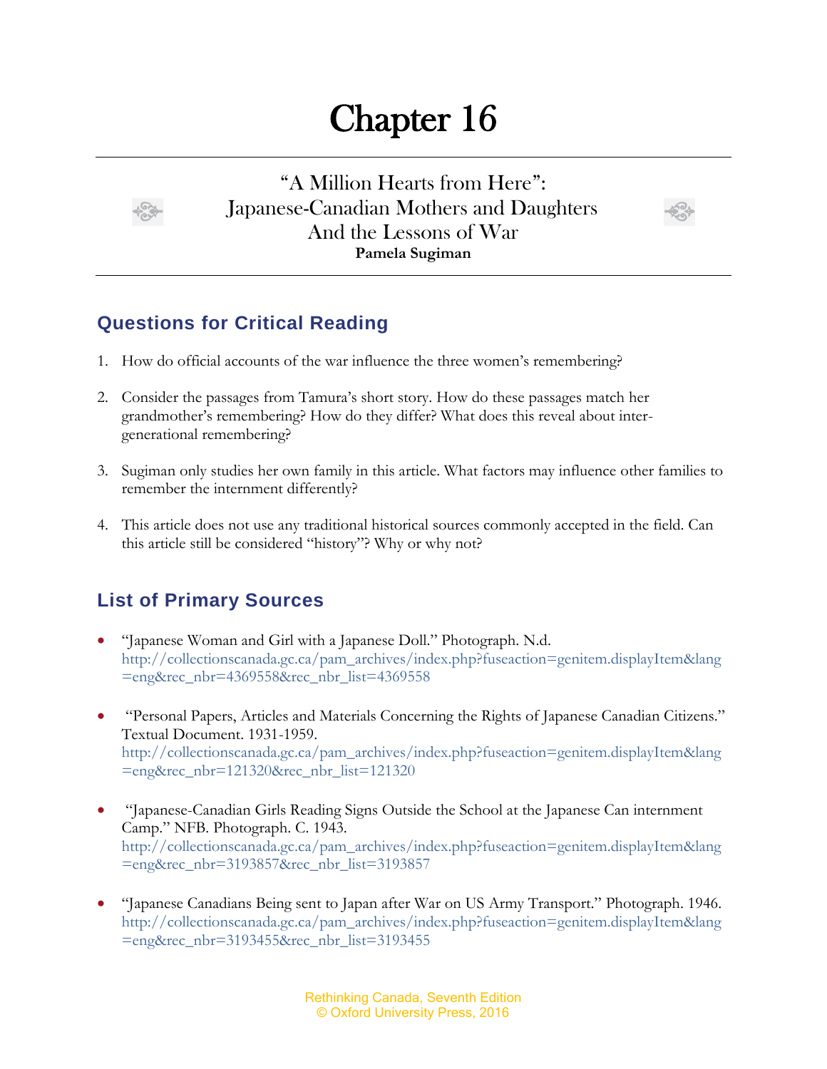# Chapter 16

## "A Million Hearts from Here": Japanese-Canadian Mothers and Daughters And the Lessons of War

**Pamela Sugiman**

## Questions for Critical Reading

1. How do official accounts of the war influence the three women's remembering?

2. Consider the passages from Tamura's short story. How do these passages match her grandmother's remembering? How do they differ? What does this reveal about inter-generational remembering?

3. Sugiman only studies her own family in this article. What factors may influence other families to remember the internment differently?

4. This article does not use any traditional historical sources commonly accepted in the field. Can this article still be considered "history"? Why or why not?

## List of Primary Sources

- "Japanese Woman and Girl with a Japanese Doll." Photograph. N.d. http://collectionscanada.gc.ca/pam_archives/index.php?fuseaction=genitem.displayItem&lang=eng&rec_nbr=4369558&rec_nbr_list=4369558

- "Personal Papers, Articles and Materials Concerning the Rights of Japanese Canadian Citizens." Textual Document. 1931-1959. http://collectionscanada.gc.ca/pam_archives/index.php?fuseaction=genitem.displayItem&lang=eng&rec_nbr=121320&rec_nbr_list=121320

- "Japanese-Canadian Girls Reading Signs Outside the School at the Japanese Can internment Camp." NFB. Photograph. C. 1943. http://collectionscanada.gc.ca/pam_archives/index.php?fuseaction=genitem.displayItem&lang=eng&rec_nbr=3193857&rec_nbr_list=3193857

- "Japanese Canadians Being sent to Japan after War on US Army Transport." Photograph. 1946. http://collectionscanada.gc.ca/pam_archives/index.php?fuseaction=genitem.displayItem&lang=eng&rec_nbr=3193455&rec_nbr_list=3193455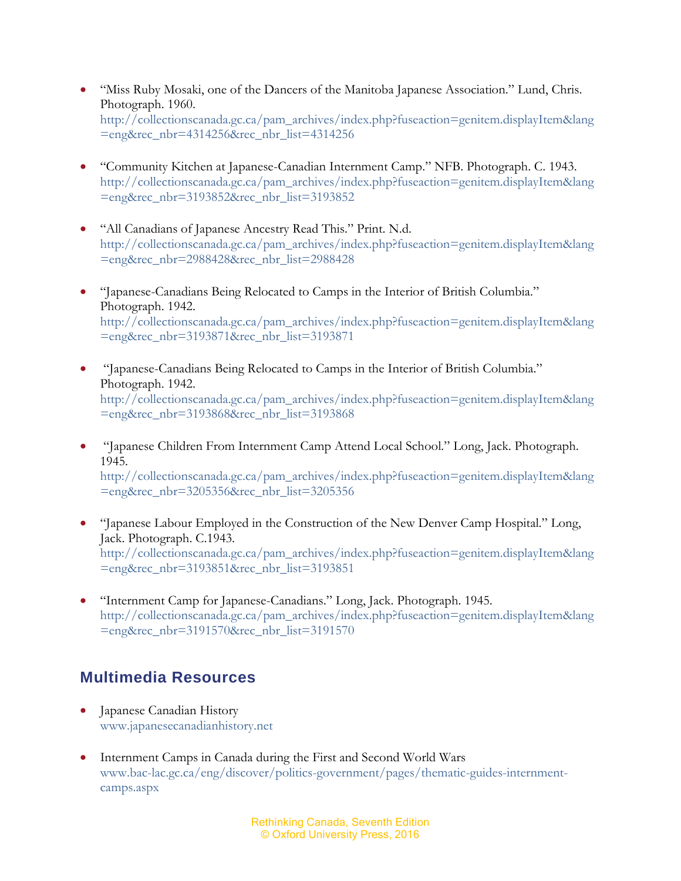- "Miss Ruby Mosaki, one of the Dancers of the Manitoba Japanese Association." Lund, Chris. Photograph. 1960. http://collectionscanada.gc.ca/pam_archives/index.php?fuseaction=genitem.displayItem&lang=eng&rec_nbr=4314256&rec_nbr_list=4314256

- "Community Kitchen at Japanese-Canadian Internment Camp." NFB. Photograph. C. 1943. http://collectionscanada.gc.ca/pam_archives/index.php?fuseaction=genitem.displayItem&lang=eng&rec_nbr=3193852&rec_nbr_list=3193852

- "All Canadians of Japanese Ancestry Read This." Print. N.d. http://collectionscanada.gc.ca/pam_archives/index.php?fuseaction=genitem.displayItem&lang=eng&rec_nbr=2988428&rec_nbr_list=2988428

- "Japanese-Canadians Being Relocated to Camps in the Interior of British Columbia." Photograph. 1942. http://collectionscanada.gc.ca/pam_archives/index.php?fuseaction=genitem.displayItem&lang=eng&rec_nbr=3193871&rec_nbr_list=3193871

- "Japanese-Canadians Being Relocated to Camps in the Interior of British Columbia." Photograph. 1942. http://collectionscanada.gc.ca/pam_archives/index.php?fuseaction=genitem.displayItem&lang=eng&rec_nbr=3193868&rec_nbr_list=3193868

- "Japanese Children From Internment Camp Attend Local School." Long, Jack. Photograph. 1945. http://collectionscanada.gc.ca/pam_archives/index.php?fuseaction=genitem.displayItem&lang=eng&rec_nbr=3205356&rec_nbr_list=3205356

- "Japanese Labour Employed in the Construction of the New Denver Camp Hospital." Long, Jack. Photograph. C.1943. http://collectionscanada.gc.ca/pam_archives/index.php?fuseaction=genitem.displayItem&lang=eng&rec_nbr=3193851&rec_nbr_list=3193851

- "Internment Camp for Japanese-Canadians." Long, Jack. Photograph. 1945. http://collectionscanada.gc.ca/pam_archives/index.php?fuseaction=genitem.displayItem&lang=eng&rec_nbr=3191570&rec_nbr_list=3191570

## Multimedia Resources

- Japanese Canadian History
  www.japanesecanadianhistory.net

- Internment Camps in Canada during the First and Second World Wars
  www.bac-lac.gc.ca/eng/discover/politics-government/pages/thematic-guides-internment-camps.aspx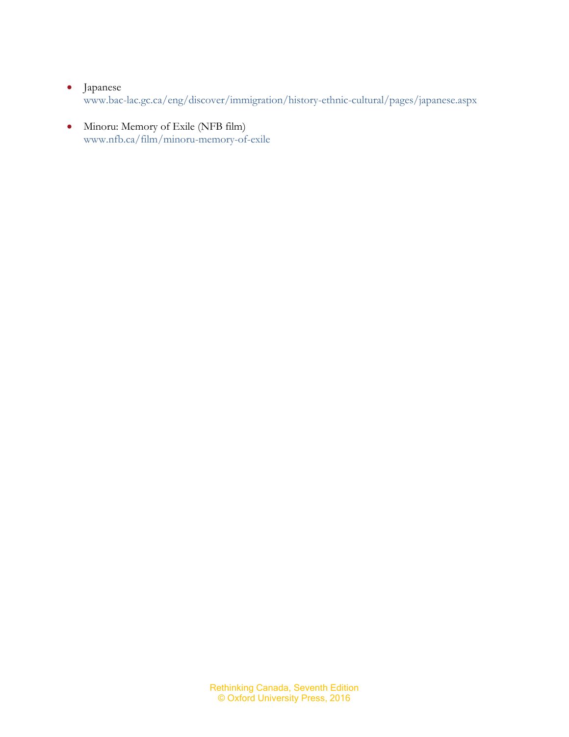- Japanese
  www.bac-lac.gc.ca/eng/discover/immigration/history-ethnic-cultural/pages/japanese.aspx

- Minoru: Memory of Exile (NFB film)
  www.nfb.ca/film/minoru-memory-of-exile